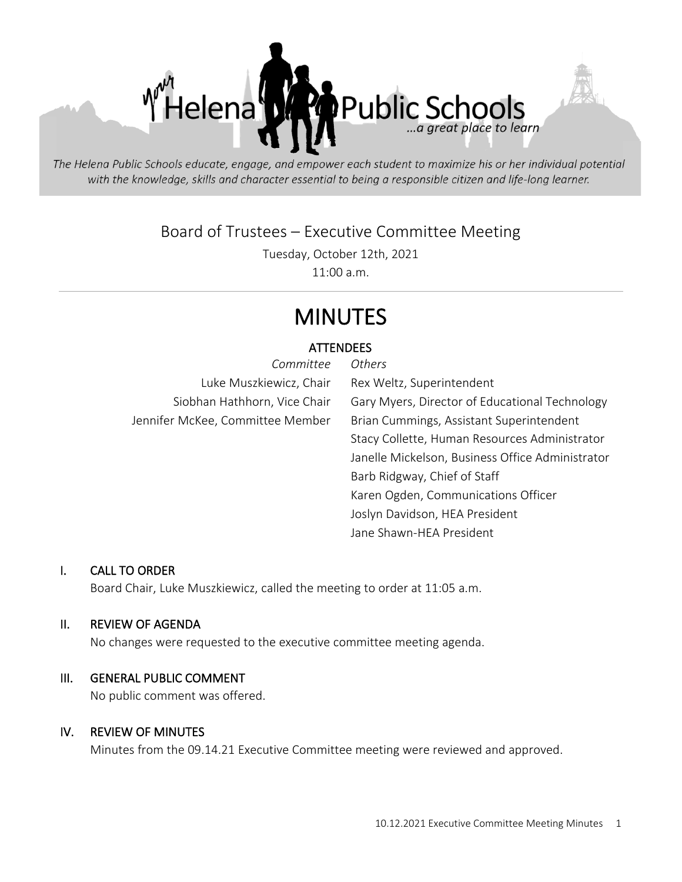Helena Public Schools

...a great place to learn

*The Helena Public Schools educate, engage, and empower each student to maximize his or her individual potential with the knowledge, skills and character essential to being a responsible citizen and life-long learner.*

## Board of Trustees – Executive Committee Meeting

Tuesday, October 12th, 2021

11:00 a.m.

---

# MINUTES

### ATTENDEES

| *Committee* | *Others* |
|---|---|
| Luke Muszkiewicz, Chair | Rex Weltz, Superintendent |
| Siobhan Hathhorn, Vice Chair | Gary Myers, Director of Educational Technology |
| Jennifer McKee, Committee Member | Brian Cummings, Assistant Superintendent |
| | Stacy Collette, Human Resources Administrator |
| | Janelle Mickelson, Business Office Administrator |
| | Barb Ridgway, Chief of Staff |
| | Karen Ogden, Communications Officer |
| | Joslyn Davidson, HEA President |
| | Jane Shawn-HEA President |

## I. CALL TO ORDER

Board Chair, Luke Muszkiewicz, called the meeting to order at 11:05 a.m.

## II. REVIEW OF AGENDA

No changes were requested to the executive committee meeting agenda.

## III. GENERAL PUBLIC COMMENT

No public comment was offered.

## IV. REVIEW OF MINUTES

Minutes from the 09.14.21 Executive Committee meeting were reviewed and approved.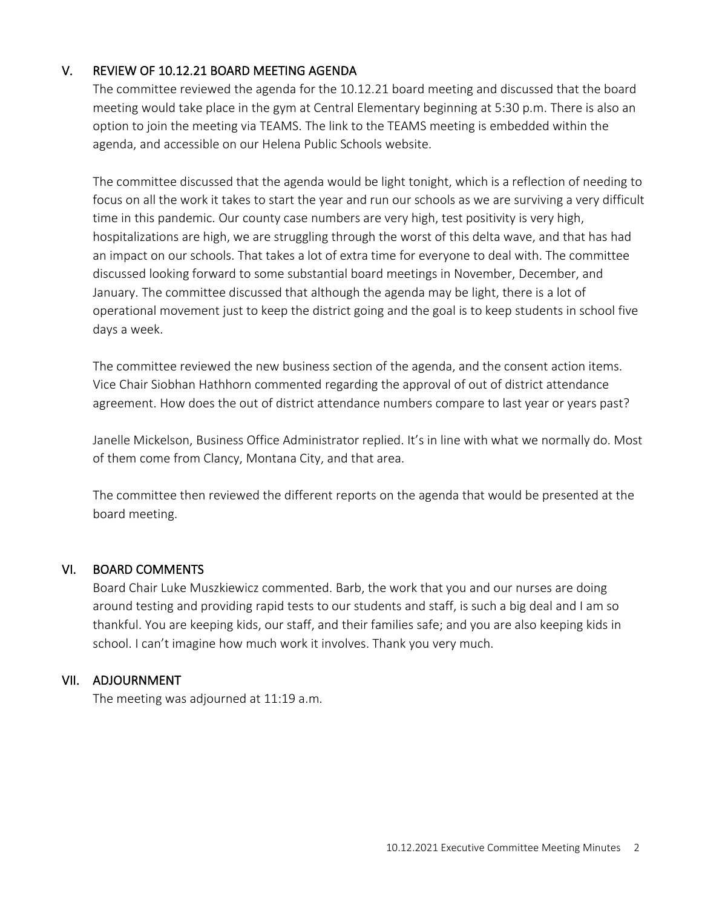## V. REVIEW OF 10.12.21 BOARD MEETING AGENDA

The committee reviewed the agenda for the 10.12.21 board meeting and discussed that the board meeting would take place in the gym at Central Elementary beginning at 5:30 p.m. There is also an option to join the meeting via TEAMS. The link to the TEAMS meeting is embedded within the agenda, and accessible on our Helena Public Schools website.

The committee discussed that the agenda would be light tonight, which is a reflection of needing to focus on all the work it takes to start the year and run our schools as we are surviving a very difficult time in this pandemic. Our county case numbers are very high, test positivity is very high, hospitalizations are high, we are struggling through the worst of this delta wave, and that has had an impact on our schools. That takes a lot of extra time for everyone to deal with. The committee discussed looking forward to some substantial board meetings in November, December, and January. The committee discussed that although the agenda may be light, there is a lot of operational movement just to keep the district going and the goal is to keep students in school five days a week.

The committee reviewed the new business section of the agenda, and the consent action items. Vice Chair Siobhan Hathhorn commented regarding the approval of out of district attendance agreement. How does the out of district attendance numbers compare to last year or years past?

Janelle Mickelson, Business Office Administrator replied. It's in line with what we normally do. Most of them come from Clancy, Montana City, and that area.

The committee then reviewed the different reports on the agenda that would be presented at the board meeting.

## VI. BOARD COMMENTS

Board Chair Luke Muszkiewicz commented. Barb, the work that you and our nurses are doing around testing and providing rapid tests to our students and staff, is such a big deal and I am so thankful. You are keeping kids, our staff, and their families safe; and you are also keeping kids in school. I can't imagine how much work it involves. Thank you very much.

## VII. ADJOURNMENT

The meeting was adjourned at 11:19 a.m.